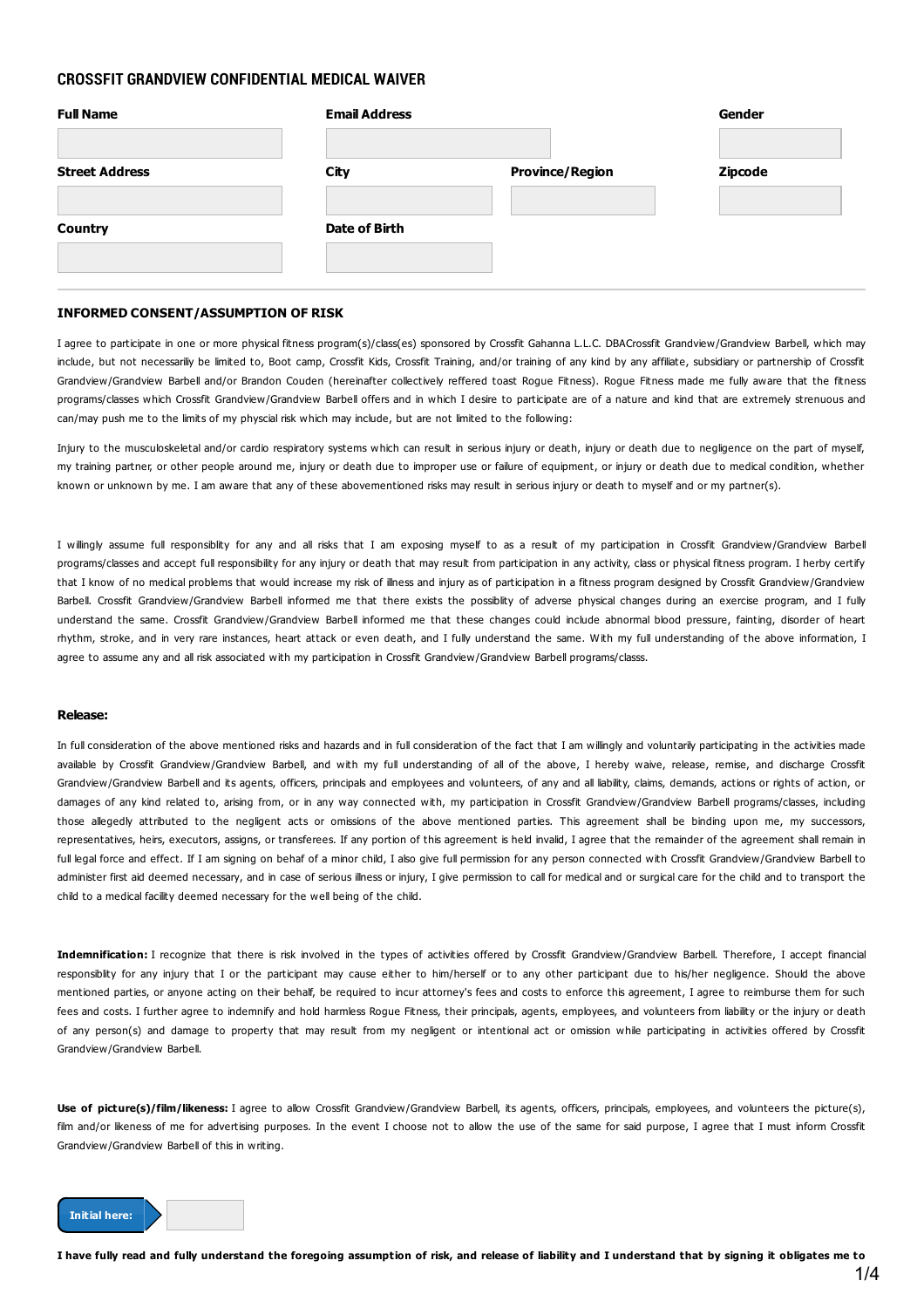# CROSSFIT GRANDVIEW CONFIDENTIAL MEDICAL WAIVER

| Full Name | Email Address | | Gender |
|---|---|---|---|
| | | | |
| **Street Address** | **City** | **Province/Region** | **Zipcode** |
| | | | |
| **Country** | **Date of Birth** | | |
| | | | |

### INFORMED CONSENT/ASSUMPTION OF RISK

I agree to participate in one or more physical fitness program(s)/class(es) sponsored by Crossfit Gahanna L.L.C. DBACrossfit Grandview/Grandview Barbell, which may include, but not necessarily be limited to, Boot camp, Crossfit Kids, Crossfit Training, and/or training of any kind by any affiliate, subsidiary or partnership of Crossfit Grandview/Grandview Barbell and/or Brandon Couden (hereinafter collectively reffered toast Rogue Fitness). Rogue Fitness made me fully aware that the fitness programs/classes which Crossfit Grandview/Grandview Barbell offers and in which I desire to participate are of a nature and kind that are extremely strenuous and can/may push me to the limits of my physcial risk which may include, but are not limited to the following:

Injury to the musculoskeletal and/or cardio respiratory systems which can result in serious injury or death, injury or death due to negligence on the part of myself, my training partner, or other people around me, injury or death due to improper use or failure of equipment, or injury or death due to medical condition, whether known or unknown by me. I am aware that any of these abovementioned risks may result in serious injury or death to myself and or my partner(s).

I willingly assume full responsiblity for any and all risks that I am exposing myself to as a result of my participation in Crossfit Grandview/Grandview Barbell programs/classes and accept full responsibility for any injury or death that may result from participation in any activity, class or physical fitness program. I herby certify that I know of no medical problems that would increase my risk of illness and injury as of participation in a fitness program designed by Crossfit Grandview/Grandview Barbell. Crossfit Grandview/Grandview Barbell informed me that there exists the possiblity of adverse physical changes during an exercise program, and I fully understand the same. Crossfit Grandview/Grandview Barbell informed me that these changes could include abnormal blood pressure, fainting, disorder of heart rhythm, stroke, and in very rare instances, heart attack or even death, and I fully understand the same. With my full understanding of the above information, I agree to assume any and all risk associated with my participation in Crossfit Grandview/Grandview Barbell programs/classs.

#### Release:

In full consideration of the above mentioned risks and hazards and in full consideration of the fact that I am willingly and voluntarily participating in the activities made available by Crossfit Grandview/Grandview Barbell, and with my full understanding of all of the above, I hereby waive, release, remise, and discharge Crossfit Grandview/Grandview Barbell and its agents, officers, principals and employees and volunteers, of any and all liability, claims, demands, actions or rights of action, or damages of any kind related to, arising from, or in any way connected with, my participation in Crossfit Grandview/Grandview Barbell programs/classes, including those allegedly attributed to the negligent acts or omissions of the above mentioned parties. This agreement shall be binding upon me, my successors, representatives, heirs, executors, assigns, or transferees. If any portion of this agreement is held invalid, I agree that the remainder of the agreement shall remain in full legal force and effect. If I am signing on behalf of a minor child, I also give full permission for any person connected with Crossfit Grandview/Grandview Barbell to administer first aid deemed necessary, and in case of serious illness or injury, I give permission to call for medical and or surgical care for the child and to transport the child to a medical facility deemed necessary for the well being of the child.

**Indemnification:** I recognize that there is risk involved in the types of activities offered by Crossfit Grandview/Grandview Barbell. Therefore, I accept financial responsiblity for any injury that I or the participant may cause either to him/herself or to any other participant due to his/her negligence. Should the above mentioned parties, or anyone acting on their behalf, be required to incur attorney's fees and costs to enforce this agreement, I agree to reimburse them for such fees and costs. I further agree to indemnify and hold harmless Rogue Fitness, their principals, agents, employees, and volunteers from liability or the injury or death of any person(s) and damage to property that may result from my negligent or intentional act or omission while participating in activities offered by Crossfit Grandview/Grandview Barbell.

**Use of picture(s)/film/likeness:** I agree to allow Crossfit Grandview/Grandview Barbell, its agents, officers, principals, employees, and volunteers the picture(s), film and/or likeness of me for advertising purposes. In the event I choose not to allow the use of the same for said purpose, I agree that I must inform Crossfit Grandview/Grandview Barbell of this in writing.

**Initial here:** ____________

**I have fully read and fully understand the foregoing assumption of risk, and release of liability and I understand that by signing it obligates me to**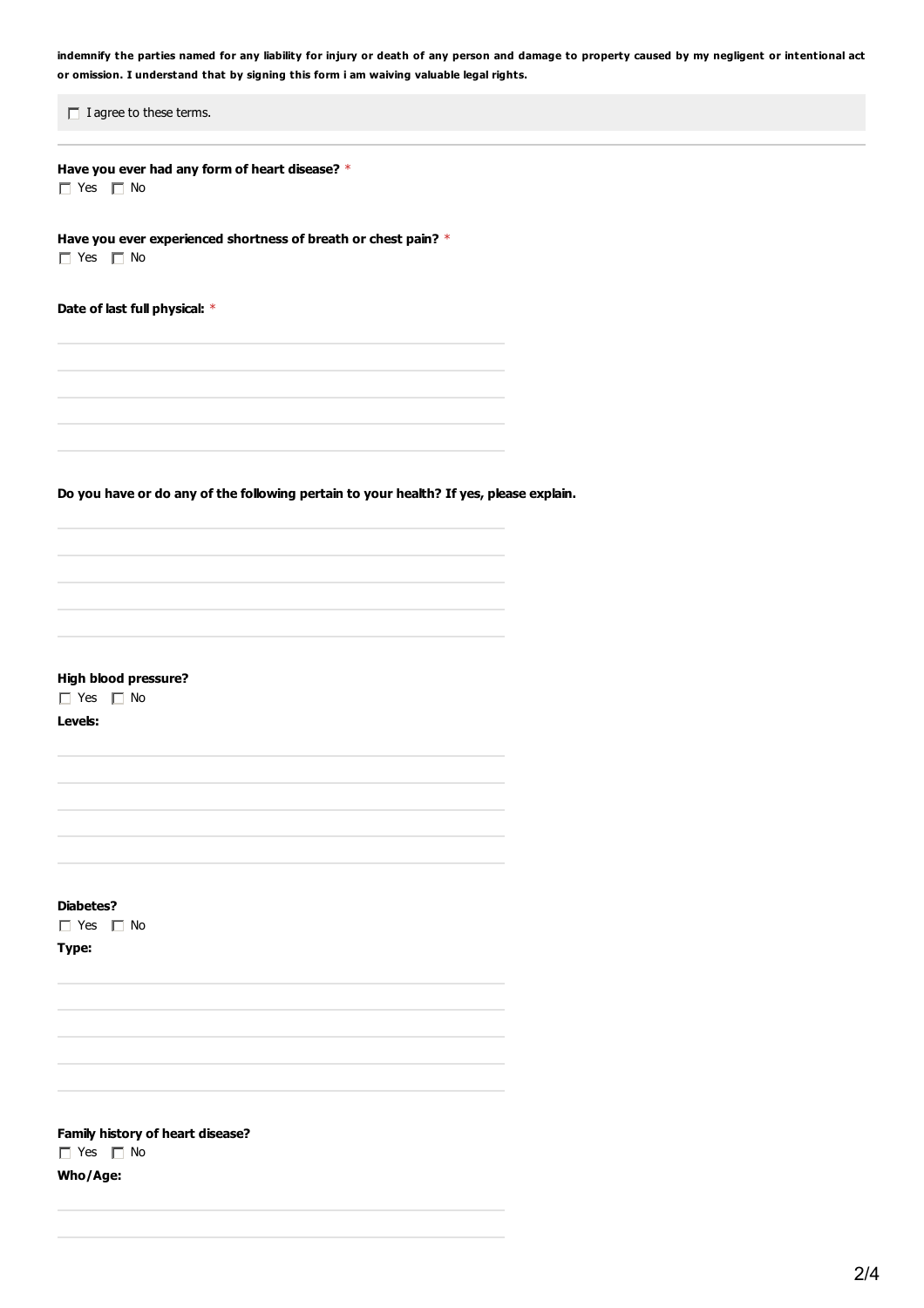**indemnify the parties named for any liability for injury or death of any person and damage to property caused by my negligent or intentional act or omission. I understand that by signing this form i am waiving valuable legal rights.**

☐ I agree to these terms.

---

**Have you ever had any form of heart disease?** *

☐ Yes ☐ No

**Have you ever experienced shortness of breath or chest pain?** *

☐ Yes ☐ No

**Date of last full physical:** *

\_\_\_\_\_\_\_\_\_\_\_\_\_\_\_\_\_\_\_\_\_\_\_\_\_\_\_\_\_\_\_\_\_\_\_\_\_\_\_\_

\_\_\_\_\_\_\_\_\_\_\_\_\_\_\_\_\_\_\_\_\_\_\_\_\_\_\_\_\_\_\_\_\_\_\_\_\_\_\_\_

\_\_\_\_\_\_\_\_\_\_\_\_\_\_\_\_\_\_\_\_\_\_\_\_\_\_\_\_\_\_\_\_\_\_\_\_\_\_\_\_

\_\_\_\_\_\_\_\_\_\_\_\_\_\_\_\_\_\_\_\_\_\_\_\_\_\_\_\_\_\_\_\_\_\_\_\_\_\_\_\_

\_\_\_\_\_\_\_\_\_\_\_\_\_\_\_\_\_\_\_\_\_\_\_\_\_\_\_\_\_\_\_\_\_\_\_\_\_\_\_\_

**Do you have or do any of the following pertain to your health? If yes, please explain.**

\_\_\_\_\_\_\_\_\_\_\_\_\_\_\_\_\_\_\_\_\_\_\_\_\_\_\_\_\_\_\_\_\_\_\_\_\_\_\_\_

\_\_\_\_\_\_\_\_\_\_\_\_\_\_\_\_\_\_\_\_\_\_\_\_\_\_\_\_\_\_\_\_\_\_\_\_\_\_\_\_

\_\_\_\_\_\_\_\_\_\_\_\_\_\_\_\_\_\_\_\_\_\_\_\_\_\_\_\_\_\_\_\_\_\_\_\_\_\_\_\_

\_\_\_\_\_\_\_\_\_\_\_\_\_\_\_\_\_\_\_\_\_\_\_\_\_\_\_\_\_\_\_\_\_\_\_\_\_\_\_\_

\_\_\_\_\_\_\_\_\_\_\_\_\_\_\_\_\_\_\_\_\_\_\_\_\_\_\_\_\_\_\_\_\_\_\_\_\_\_\_\_

**High blood pressure?**

☐ Yes ☐ No

**Levels:**

\_\_\_\_\_\_\_\_\_\_\_\_\_\_\_\_\_\_\_\_\_\_\_\_\_\_\_\_\_\_\_\_\_\_\_\_\_\_\_\_

\_\_\_\_\_\_\_\_\_\_\_\_\_\_\_\_\_\_\_\_\_\_\_\_\_\_\_\_\_\_\_\_\_\_\_\_\_\_\_\_

\_\_\_\_\_\_\_\_\_\_\_\_\_\_\_\_\_\_\_\_\_\_\_\_\_\_\_\_\_\_\_\_\_\_\_\_\_\_\_\_

\_\_\_\_\_\_\_\_\_\_\_\_\_\_\_\_\_\_\_\_\_\_\_\_\_\_\_\_\_\_\_\_\_\_\_\_\_\_\_\_

\_\_\_\_\_\_\_\_\_\_\_\_\_\_\_\_\_\_\_\_\_\_\_\_\_\_\_\_\_\_\_\_\_\_\_\_\_\_\_\_

**Diabetes?**

☐ Yes ☐ No

**Type:**

\_\_\_\_\_\_\_\_\_\_\_\_\_\_\_\_\_\_\_\_\_\_\_\_\_\_\_\_\_\_\_\_\_\_\_\_\_\_\_\_

\_\_\_\_\_\_\_\_\_\_\_\_\_\_\_\_\_\_\_\_\_\_\_\_\_\_\_\_\_\_\_\_\_\_\_\_\_\_\_\_

\_\_\_\_\_\_\_\_\_\_\_\_\_\_\_\_\_\_\_\_\_\_\_\_\_\_\_\_\_\_\_\_\_\_\_\_\_\_\_\_

\_\_\_\_\_\_\_\_\_\_\_\_\_\_\_\_\_\_\_\_\_\_\_\_\_\_\_\_\_\_\_\_\_\_\_\_\_\_\_\_

\_\_\_\_\_\_\_\_\_\_\_\_\_\_\_\_\_\_\_\_\_\_\_\_\_\_\_\_\_\_\_\_\_\_\_\_\_\_\_\_

**Family history of heart disease?**

☐ Yes ☐ No

**Who/Age:**

\_\_\_\_\_\_\_\_\_\_\_\_\_\_\_\_\_\_\_\_\_\_\_\_\_\_\_\_\_\_\_\_\_\_\_\_\_\_\_\_

\_\_\_\_\_\_\_\_\_\_\_\_\_\_\_\_\_\_\_\_\_\_\_\_\_\_\_\_\_\_\_\_\_\_\_\_\_\_\_\_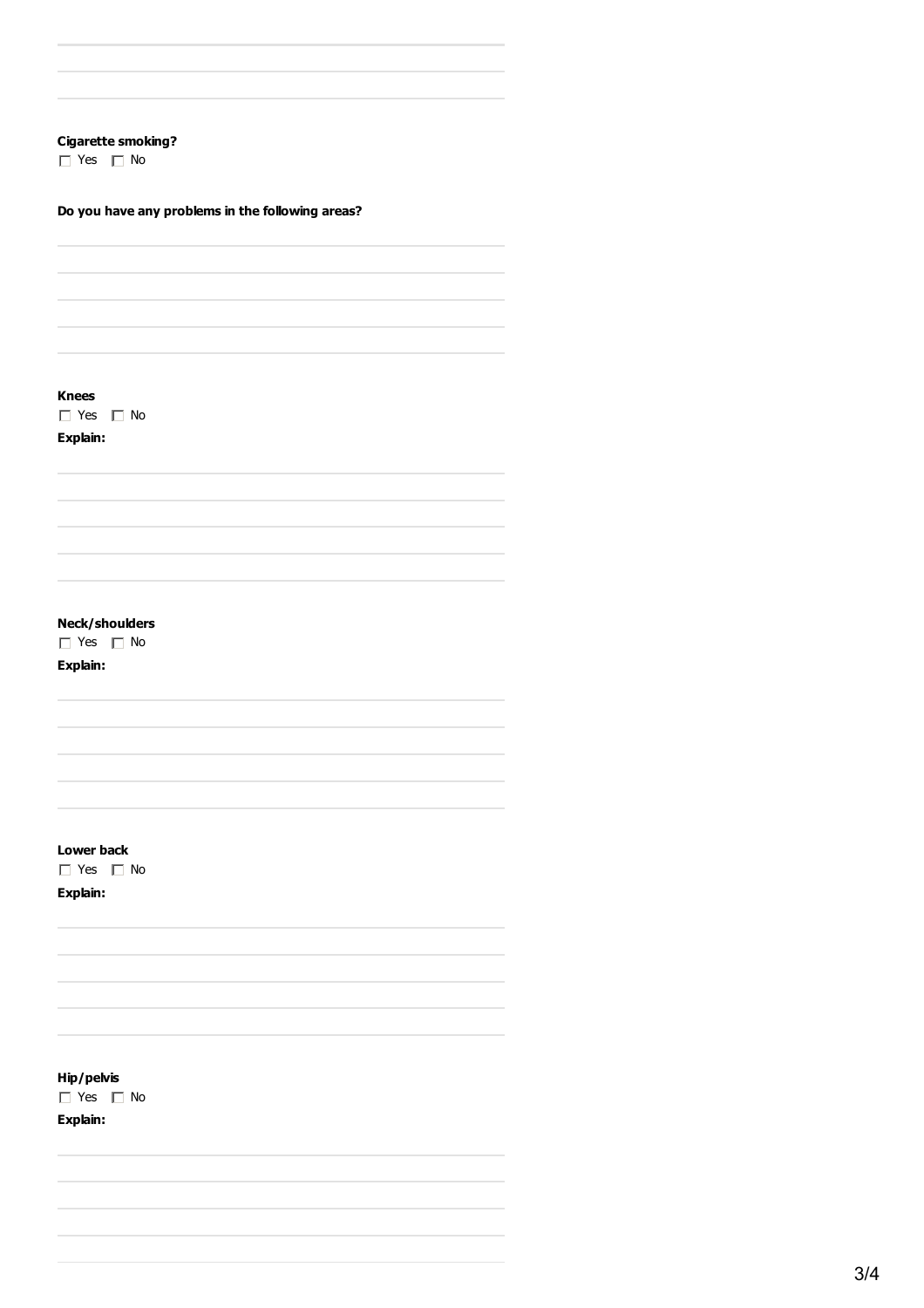**Cigarette smoking?**

☐ Yes ☐ No

**Do you have any problems in the following areas?**

**Knees**

☐ Yes ☐ No

**Explain:**

**Neck/shoulders**

☐ Yes ☐ No

**Explain:**

**Lower back**

☐ Yes ☐ No

**Explain:**

**Hip/pelvis**

☐ Yes ☐ No

**Explain:**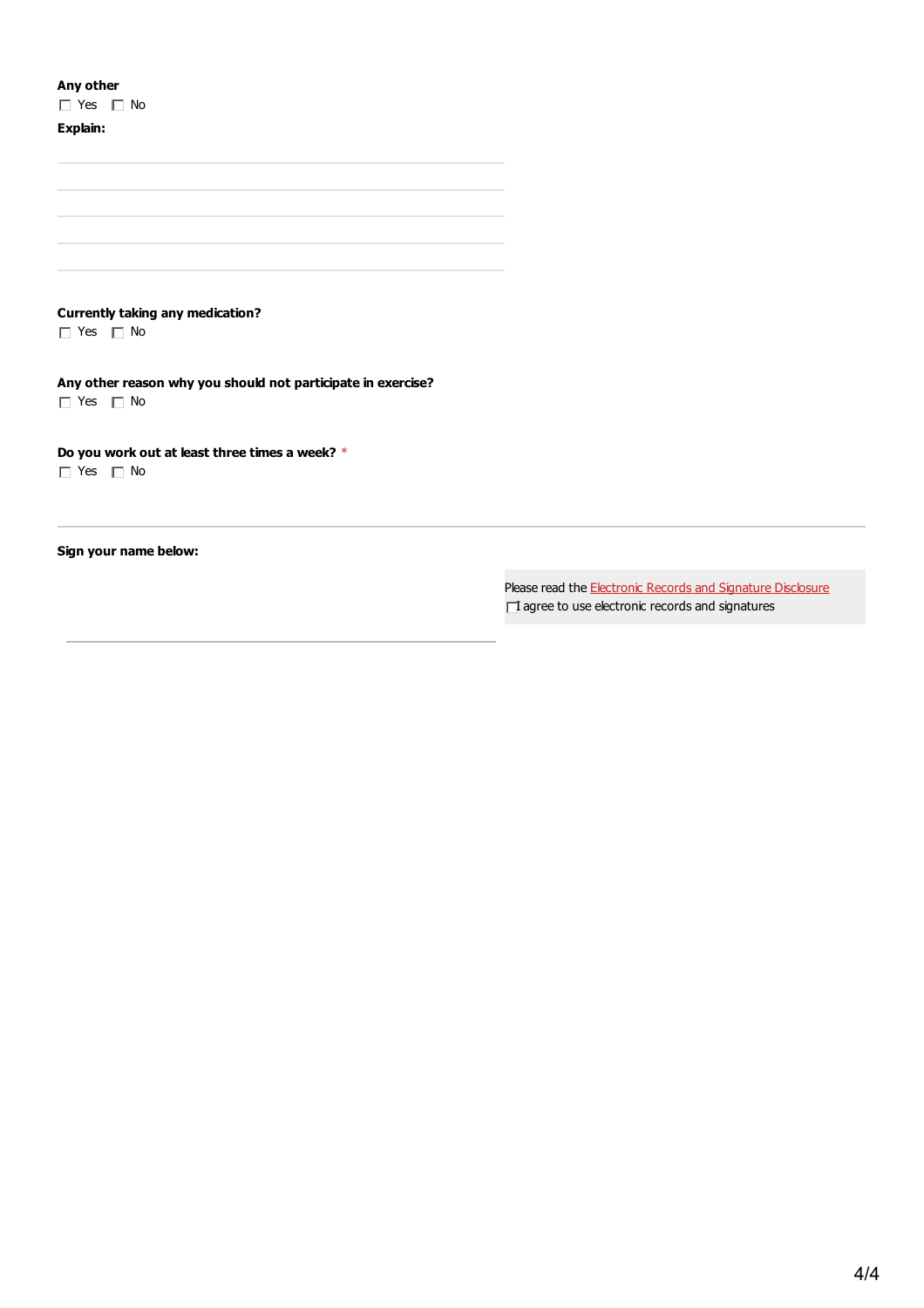**Any other**

☐ Yes ☐ No

**Explain:**

**Currently taking any medication?**

☐ Yes ☐ No

**Any other reason why you should not participate in exercise?**

☐ Yes ☐ No

**Do you work out at least three times a week?** *

☐ Yes ☐ No

---

**Sign your name below:**

Please read the Electronic Records and Signature Disclosure

☐ I agree to use electronic records and signatures